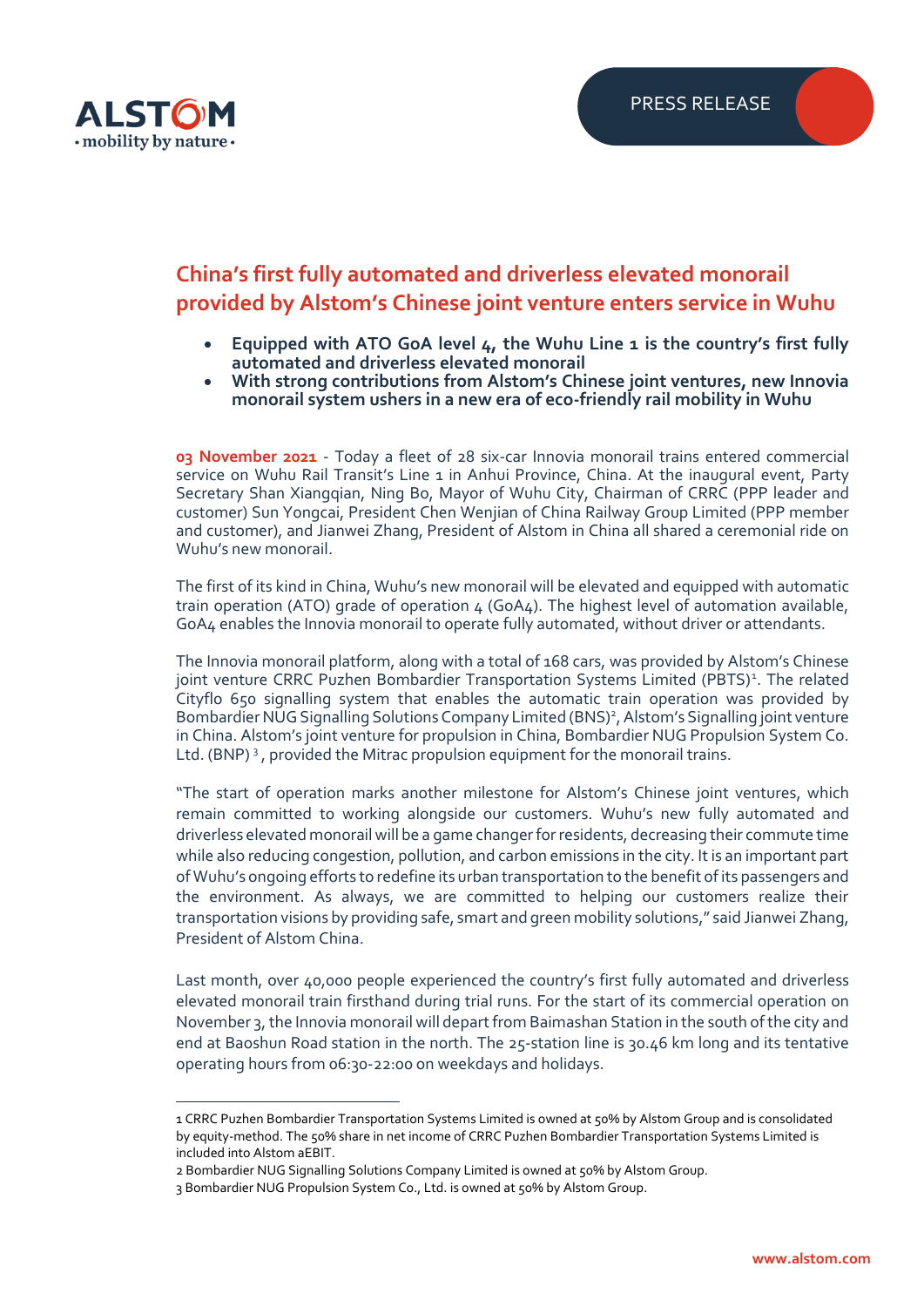# China's first fully automated and driverless elevated monorail provided by Alstom's Chinese joint venture enters service in Wuhu

- **Equipped with ATO GoA level 4, the Wuhu Line 1 is the country's first fully automated and driverless elevated monorail**
- **With strong contributions from Alstom's Chinese joint ventures, new Innovia monorail system ushers in a new era of eco-friendly rail mobility in Wuhu**

**03 November 2021** - Today a fleet of 28 six-car Innovia monorail trains entered commercial service on Wuhu Rail Transit's Line 1 in Anhui Province, China. At the inaugural event, Party Secretary Shan Xiangqian, Ning Bo, Mayor of Wuhu City, Chairman of CRRC (PPP leader and customer) Sun Yongcai, President Chen Wenjian of China Railway Group Limited (PPP member and customer), and Jianwei Zhang, President of Alstom in China all shared a ceremonial ride on Wuhu's new monorail.

The first of its kind in China, Wuhu's new monorail will be elevated and equipped with automatic train operation (ATO) grade of operation 4 (GoA4). The highest level of automation available, GoA4 enables the Innovia monorail to operate fully automated, without driver or attendants.

The Innovia monorail platform, along with a total of 168 cars, was provided by Alstom's Chinese joint venture CRRC Puzhen Bombardier Transportation Systems Limited (PBTS)[1]. The related Cityflo 650 signalling system that enables the automatic train operation was provided by Bombardier NUG Signalling Solutions Company Limited (BNS)[2], Alstom's Signalling joint venture in China. Alstom's joint venture for propulsion in China, Bombardier NUG Propulsion System Co. Ltd. (BNP)[3], provided the Mitrac propulsion equipment for the monorail trains.

"The start of operation marks another milestone for Alstom's Chinese joint ventures, which remain committed to working alongside our customers. Wuhu's new fully automated and driverless elevated monorail will be a game changer for residents, decreasing their commute time while also reducing congestion, pollution, and carbon emissions in the city. It is an important part of Wuhu's ongoing efforts to redefine its urban transportation to the benefit of its passengers and the environment. As always, we are committed to helping our customers realize their transportation visions by providing safe, smart and green mobility solutions," said Jianwei Zhang, President of Alstom China.

Last month, over 40,000 people experienced the country's first fully automated and driverless elevated monorail train firsthand during trial runs. For the start of its commercial operation on November 3, the Innovia monorail will depart from Baimashan Station in the south of the city and end at Baoshun Road station in the north. The 25-station line is 30.46 km long and its tentative operating hours from 06:30-22:00 on weekdays and holidays.

---

1 CRRC Puzhen Bombardier Transportation Systems Limited is owned at 50% by Alstom Group and is consolidated by equity-method. The 50% share in net income of CRRC Puzhen Bombardier Transportation Systems Limited is included into Alstom aEBIT.

2 Bombardier NUG Signalling Solutions Company Limited is owned at 50% by Alstom Group.

3 Bombardier NUG Propulsion System Co., Ltd. is owned at 50% by Alstom Group.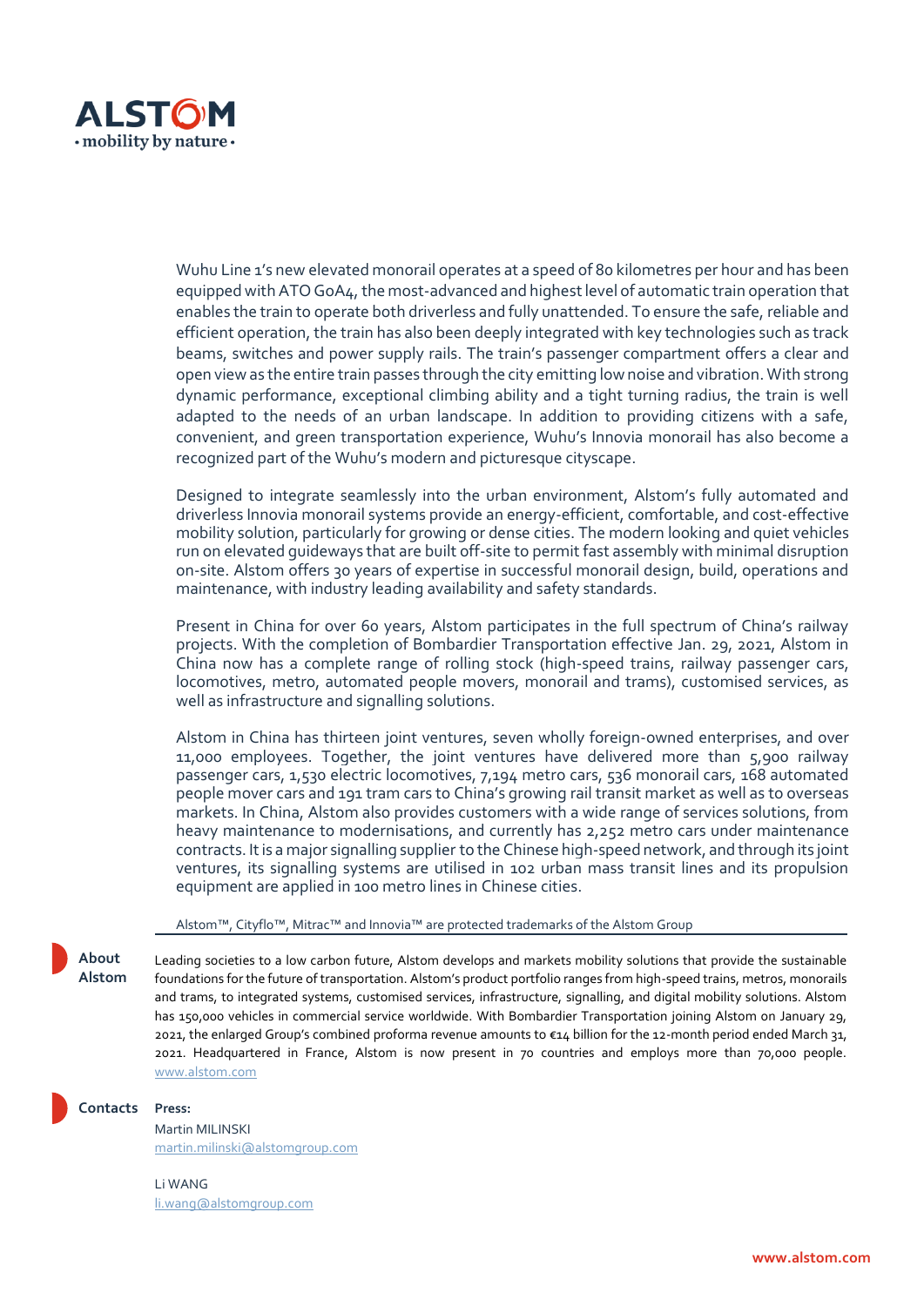Wuhu Line 1's new elevated monorail operates at a speed of 80 kilometres per hour and has been equipped with ATO GoA4, the most-advanced and highest level of automatic train operation that enables the train to operate both driverless and fully unattended. To ensure the safe, reliable and efficient operation, the train has also been deeply integrated with key technologies such as track beams, switches and power supply rails. The train's passenger compartment offers a clear and open view as the entire train passes through the city emitting low noise and vibration. With strong dynamic performance, exceptional climbing ability and a tight turning radius, the train is well adapted to the needs of an urban landscape. In addition to providing citizens with a safe, convenient, and green transportation experience, Wuhu's Innovia monorail has also become a recognized part of the Wuhu's modern and picturesque cityscape.

Designed to integrate seamlessly into the urban environment, Alstom's fully automated and driverless Innovia monorail systems provide an energy-efficient, comfortable, and cost-effective mobility solution, particularly for growing or dense cities. The modern looking and quiet vehicles run on elevated guideways that are built off-site to permit fast assembly with minimal disruption on-site. Alstom offers 30 years of expertise in successful monorail design, build, operations and maintenance, with industry leading availability and safety standards.

Present in China for over 60 years, Alstom participates in the full spectrum of China's railway projects. With the completion of Bombardier Transportation effective Jan. 29, 2021, Alstom in China now has a complete range of rolling stock (high-speed trains, railway passenger cars, locomotives, metro, automated people movers, monorail and trams), customised services, as well as infrastructure and signalling solutions.

Alstom in China has thirteen joint ventures, seven wholly foreign-owned enterprises, and over 11,000 employees. Together, the joint ventures have delivered more than 5,900 railway passenger cars, 1,530 electric locomotives, 7,194 metro cars, 536 monorail cars, 168 automated people mover cars and 191 tram cars to China's growing rail transit market as well as to overseas markets. In China, Alstom also provides customers with a wide range of services solutions, from heavy maintenance to modernisations, and currently has 2,252 metro cars under maintenance contracts. It is a major signalling supplier to the Chinese high-speed network, and through its joint ventures, its signalling systems are utilised in 102 urban mass transit lines and its propulsion equipment are applied in 100 metro lines in Chinese cities.

Alstom™, Cityflo™, Mitrac™ and Innovia™ are protected trademarks of the Alstom Group

## About Alstom

Leading societies to a low carbon future, Alstom develops and markets mobility solutions that provide the sustainable foundations for the future of transportation. Alstom's product portfolio ranges from high-speed trains, metros, monorails and trams, to integrated systems, customised services, infrastructure, signalling, and digital mobility solutions. Alstom has 150,000 vehicles in commercial service worldwide. With Bombardier Transportation joining Alstom on January 29, 2021, the enlarged Group's combined proforma revenue amounts to €14 billion for the 12-month period ended March 31, 2021. Headquartered in France, Alstom is now present in 70 countries and employs more than 70,000 people. www.alstom.com

## Contacts

**Press:**

Martin MILINSKI
martin.milinski@alstomgroup.com

Li WANG
li.wang@alstomgroup.com